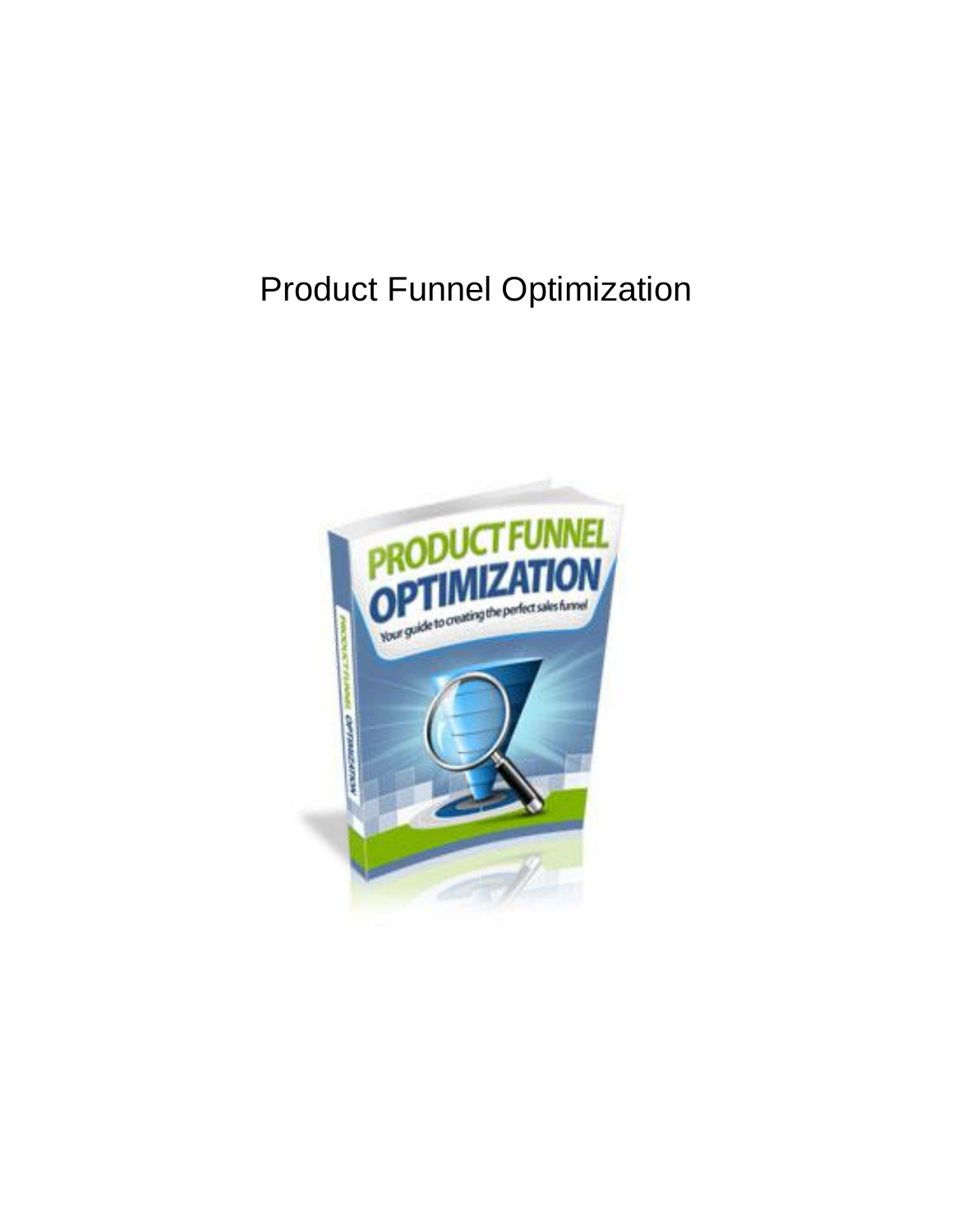# Product Funnel Optimization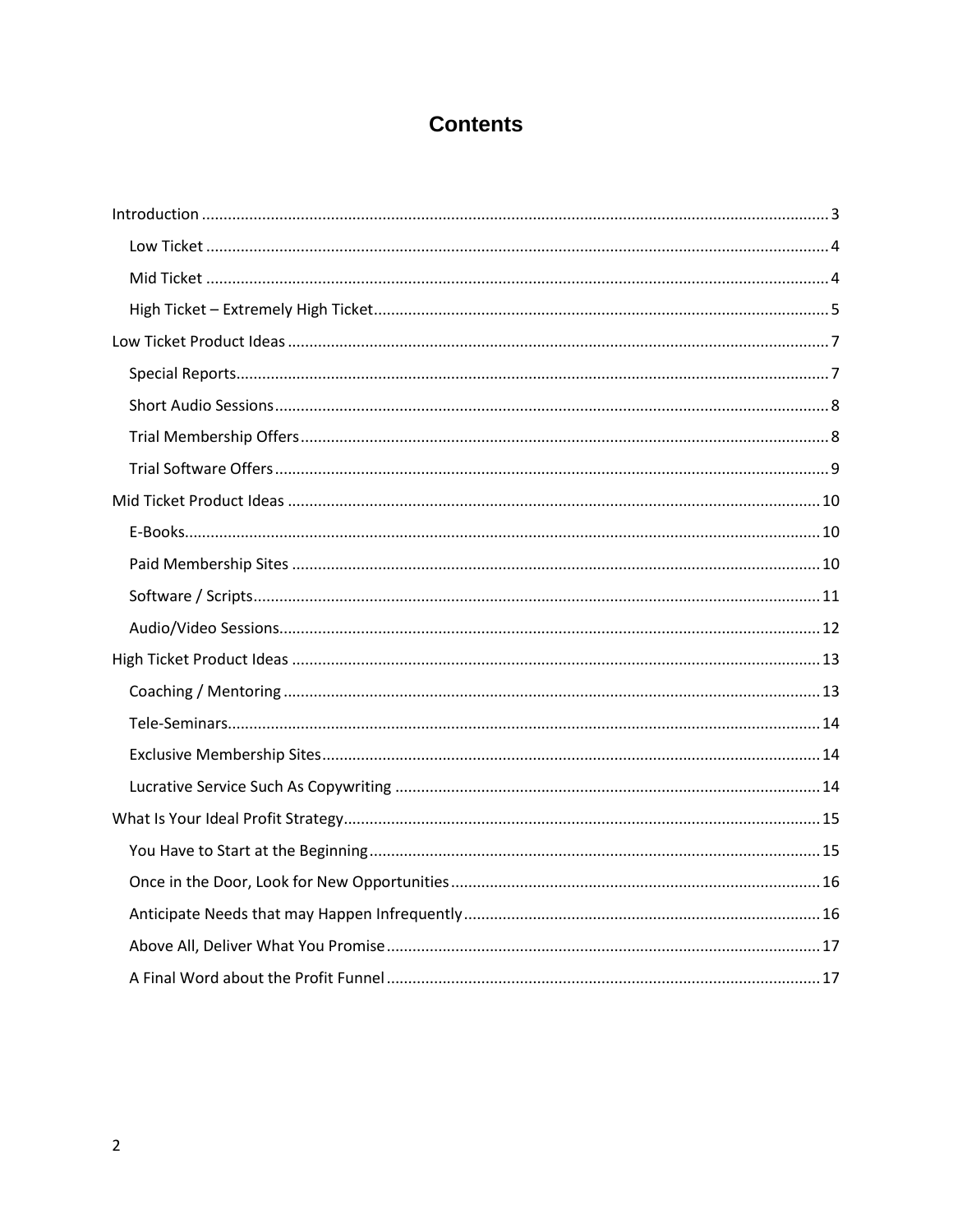# Contents

- Introduction ... 3
  - Low Ticket ... 4
  - Mid Ticket ... 4
  - High Ticket – Extremely High Ticket ... 5
- Low Ticket Product Ideas ... 7
  - Special Reports ... 7
  - Short Audio Sessions ... 8
  - Trial Membership Offers ... 8
  - Trial Software Offers ... 9
- Mid Ticket Product Ideas ... 10
  - E-Books ... 10
  - Paid Membership Sites ... 10
  - Software / Scripts ... 11
  - Audio/Video Sessions ... 12
- High Ticket Product Ideas ... 13
  - Coaching / Mentoring ... 13
  - Tele-Seminars ... 14
  - Exclusive Membership Sites ... 14
  - Lucrative Service Such As Copywriting ... 14
- What Is Your Ideal Profit Strategy ... 15
  - You Have to Start at the Beginning ... 15
  - Once in the Door, Look for New Opportunities ... 16
  - Anticipate Needs that may Happen Infrequently ... 16
  - Above All, Deliver What You Promise ... 17
  - A Final Word about the Profit Funnel ... 17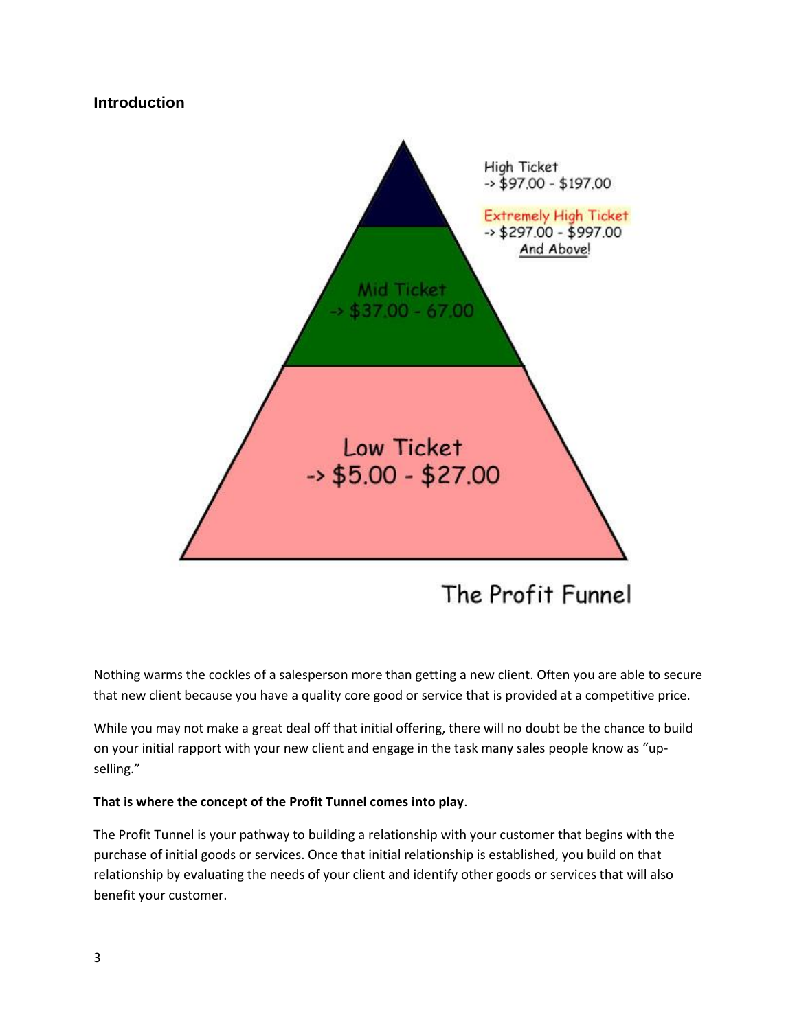## Introduction

High Ticket
-> $97.00 - $197.00

Extremely High Ticket
-> $297.00 - $997.00
And Above!

Mid Ticket
-> $37.00 - 67.00

Low Ticket
-> $5.00 - $27.00

The Profit Funnel

Nothing warms the cockles of a salesperson more than getting a new client. Often you are able to secure that new client because you have a quality core good or service that is provided at a competitive price.

While you may not make a great deal off that initial offering, there will no doubt be the chance to build on your initial rapport with your new client and engage in the task many sales people know as "up-selling."

**That is where the concept of the Profit Tunnel comes into play**.

The Profit Tunnel is your pathway to building a relationship with your customer that begins with the purchase of initial goods or services. Once that initial relationship is established, you build on that relationship by evaluating the needs of your client and identify other goods or services that will also benefit your customer.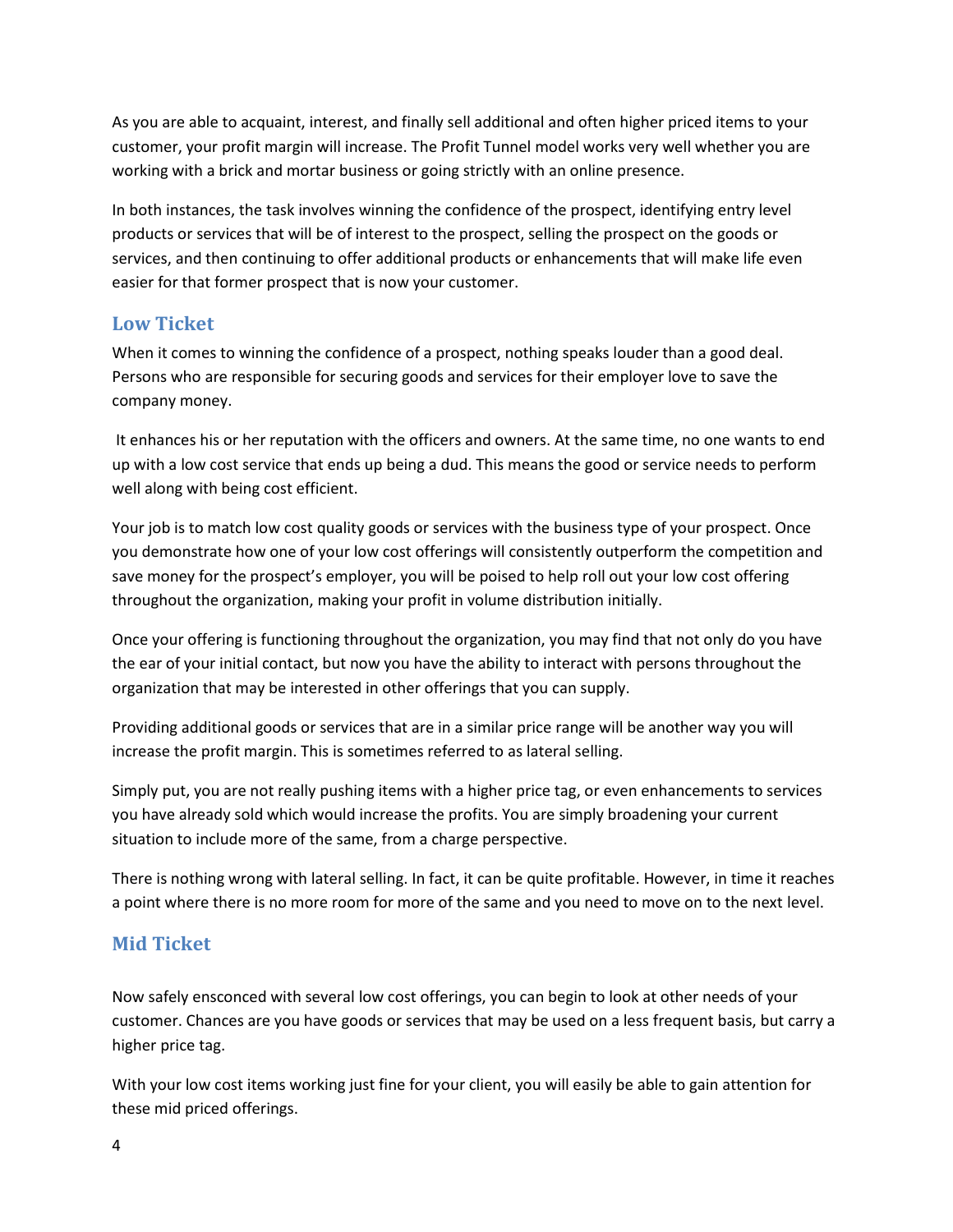As you are able to acquaint, interest, and finally sell additional and often higher priced items to your customer, your profit margin will increase. The Profit Tunnel model works very well whether you are working with a brick and mortar business or going strictly with an online presence.

In both instances, the task involves winning the confidence of the prospect, identifying entry level products or services that will be of interest to the prospect, selling the prospect on the goods or services, and then continuing to offer additional products or enhancements that will make life even easier for that former prospect that is now your customer.

## Low Ticket

When it comes to winning the confidence of a prospect, nothing speaks louder than a good deal. Persons who are responsible for securing goods and services for their employer love to save the company money.

It enhances his or her reputation with the officers and owners. At the same time, no one wants to end up with a low cost service that ends up being a dud. This means the good or service needs to perform well along with being cost efficient.

Your job is to match low cost quality goods or services with the business type of your prospect. Once you demonstrate how one of your low cost offerings will consistently outperform the competition and save money for the prospect's employer, you will be poised to help roll out your low cost offering throughout the organization, making your profit in volume distribution initially.

Once your offering is functioning throughout the organization, you may find that not only do you have the ear of your initial contact, but now you have the ability to interact with persons throughout the organization that may be interested in other offerings that you can supply.

Providing additional goods or services that are in a similar price range will be another way you will increase the profit margin. This is sometimes referred to as lateral selling.

Simply put, you are not really pushing items with a higher price tag, or even enhancements to services you have already sold which would increase the profits. You are simply broadening your current situation to include more of the same, from a charge perspective.

There is nothing wrong with lateral selling. In fact, it can be quite profitable. However, in time it reaches a point where there is no more room for more of the same and you need to move on to the next level.

## Mid Ticket

Now safely ensconced with several low cost offerings, you can begin to look at other needs of your customer. Chances are you have goods or services that may be used on a less frequent basis, but carry a higher price tag.

With your low cost items working just fine for your client, you will easily be able to gain attention for these mid priced offerings.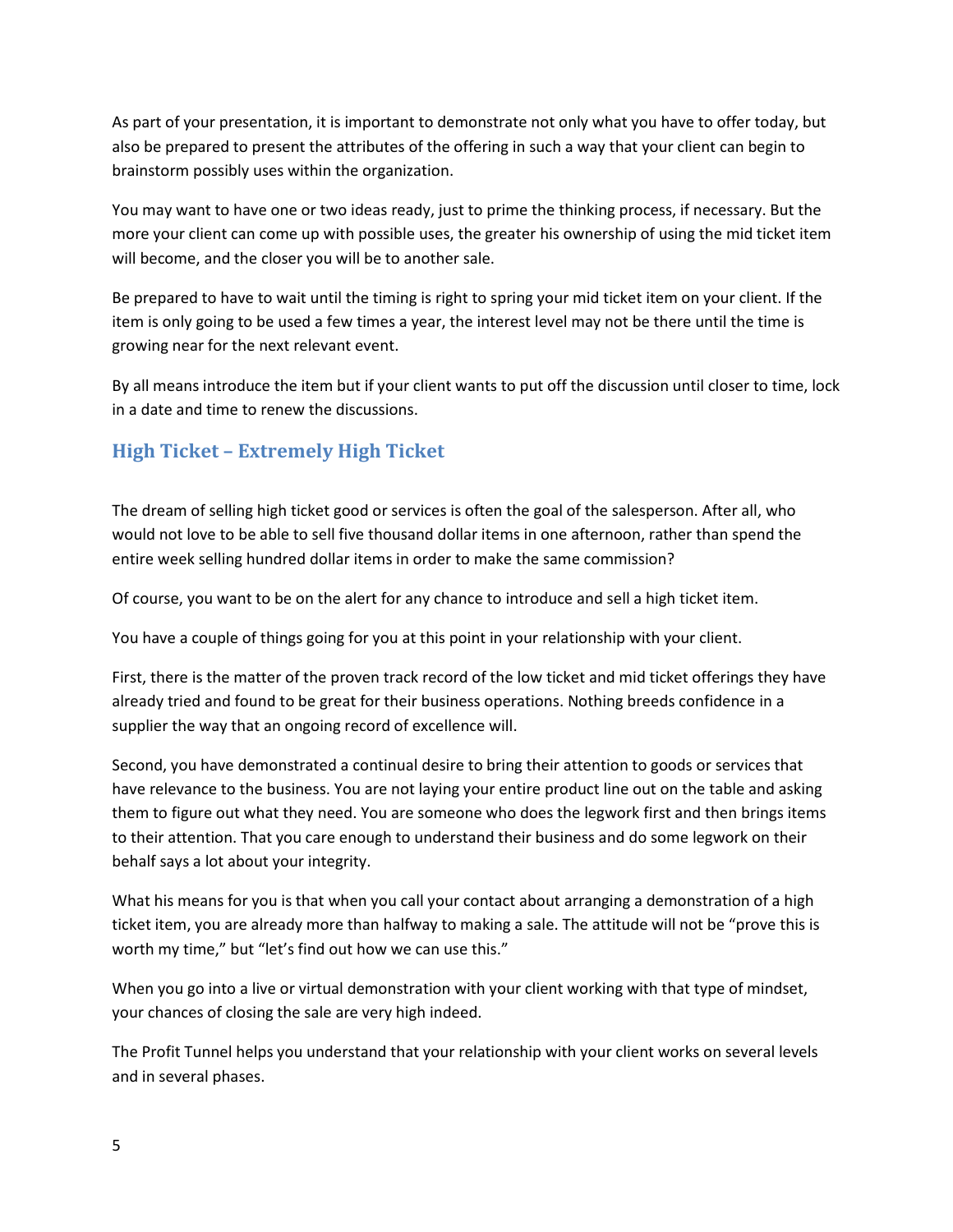As part of your presentation, it is important to demonstrate not only what you have to offer today, but also be prepared to present the attributes of the offering in such a way that your client can begin to brainstorm possibly uses within the organization.

You may want to have one or two ideas ready, just to prime the thinking process, if necessary. But the more your client can come up with possible uses, the greater his ownership of using the mid ticket item will become, and the closer you will be to another sale.

Be prepared to have to wait until the timing is right to spring your mid ticket item on your client. If the item is only going to be used a few times a year, the interest level may not be there until the time is growing near for the next relevant event.

By all means introduce the item but if your client wants to put off the discussion until closer to time, lock in a date and time to renew the discussions.

## High Ticket – Extremely High Ticket

The dream of selling high ticket good or services is often the goal of the salesperson. After all, who would not love to be able to sell five thousand dollar items in one afternoon, rather than spend the entire week selling hundred dollar items in order to make the same commission?

Of course, you want to be on the alert for any chance to introduce and sell a high ticket item.

You have a couple of things going for you at this point in your relationship with your client.

First, there is the matter of the proven track record of the low ticket and mid ticket offerings they have already tried and found to be great for their business operations. Nothing breeds confidence in a supplier the way that an ongoing record of excellence will.

Second, you have demonstrated a continual desire to bring their attention to goods or services that have relevance to the business. You are not laying your entire product line out on the table and asking them to figure out what they need. You are someone who does the legwork first and then brings items to their attention. That you care enough to understand their business and do some legwork on their behalf says a lot about your integrity.

What his means for you is that when you call your contact about arranging a demonstration of a high ticket item, you are already more than halfway to making a sale. The attitude will not be "prove this is worth my time," but "let's find out how we can use this."

When you go into a live or virtual demonstration with your client working with that type of mindset, your chances of closing the sale are very high indeed.

The Profit Tunnel helps you understand that your relationship with your client works on several levels and in several phases.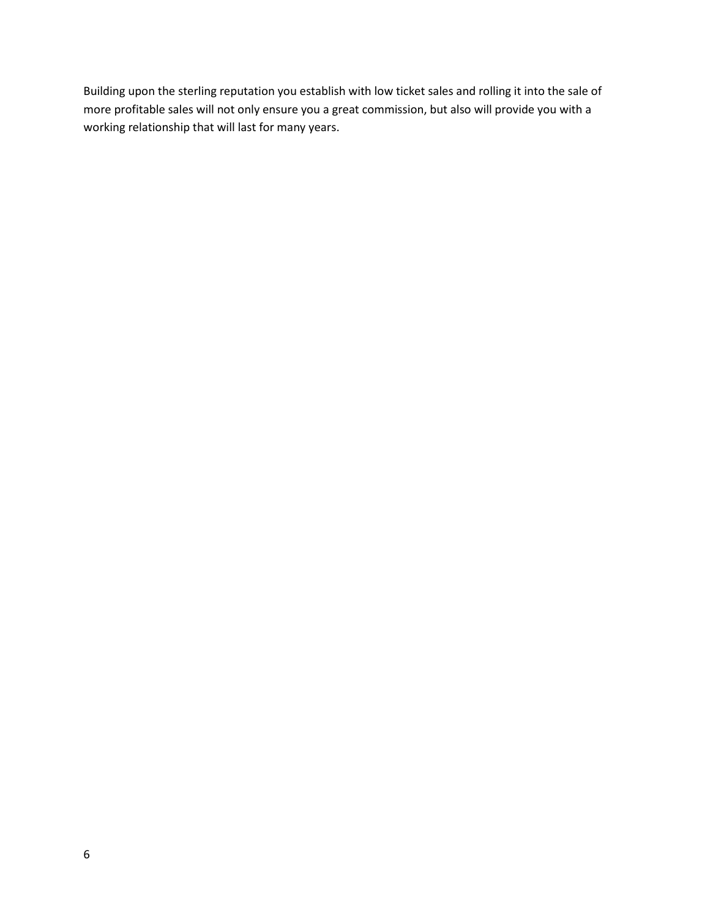Building upon the sterling reputation you establish with low ticket sales and rolling it into the sale of more profitable sales will not only ensure you a great commission, but also will provide you with a working relationship that will last for many years.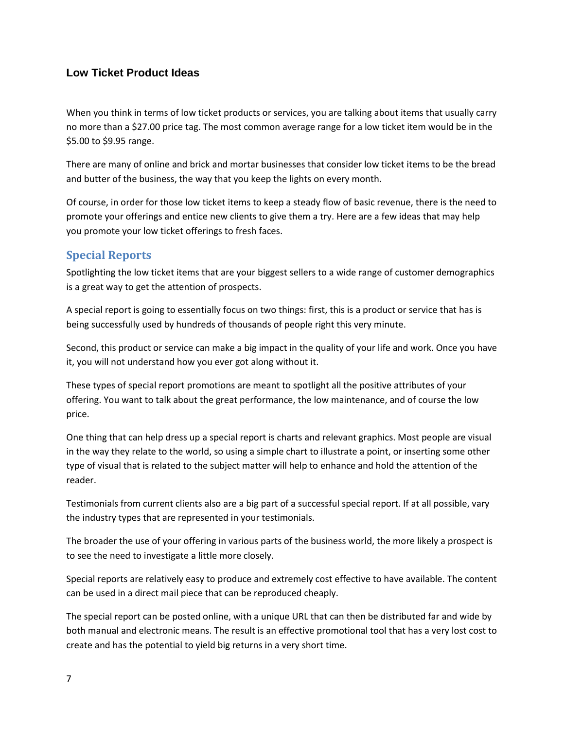## Low Ticket Product Ideas

When you think in terms of low ticket products or services, you are talking about items that usually carry no more than a $27.00 price tag. The most common average range for a low ticket item would be in the $5.00 to $9.95 range.

There are many of online and brick and mortar businesses that consider low ticket items to be the bread and butter of the business, the way that you keep the lights on every month.

Of course, in order for those low ticket items to keep a steady flow of basic revenue, there is the need to promote your offerings and entice new clients to give them a try. Here are a few ideas that may help you promote your low ticket offerings to fresh faces.

### Special Reports

Spotlighting the low ticket items that are your biggest sellers to a wide range of customer demographics is a great way to get the attention of prospects.

A special report is going to essentially focus on two things: first, this is a product or service that has is being successfully used by hundreds of thousands of people right this very minute.

Second, this product or service can make a big impact in the quality of your life and work. Once you have it, you will not understand how you ever got along without it.

These types of special report promotions are meant to spotlight all the positive attributes of your offering. You want to talk about the great performance, the low maintenance, and of course the low price.

One thing that can help dress up a special report is charts and relevant graphics. Most people are visual in the way they relate to the world, so using a simple chart to illustrate a point, or inserting some other type of visual that is related to the subject matter will help to enhance and hold the attention of the reader.

Testimonials from current clients also are a big part of a successful special report. If at all possible, vary the industry types that are represented in your testimonials.

The broader the use of your offering in various parts of the business world, the more likely a prospect is to see the need to investigate a little more closely.

Special reports are relatively easy to produce and extremely cost effective to have available. The content can be used in a direct mail piece that can be reproduced cheaply.

The special report can be posted online, with a unique URL that can then be distributed far and wide by both manual and electronic means. The result is an effective promotional tool that has a very lost cost to create and has the potential to yield big returns in a very short time.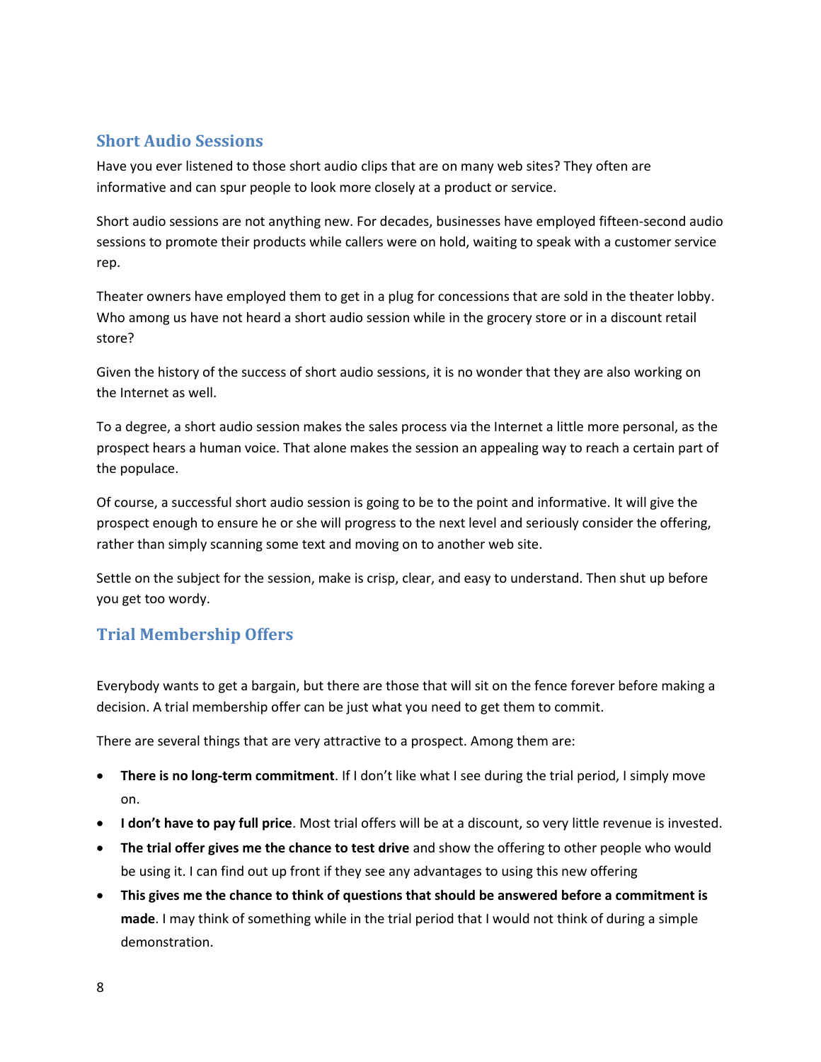## Short Audio Sessions

Have you ever listened to those short audio clips that are on many web sites? They often are informative and can spur people to look more closely at a product or service.

Short audio sessions are not anything new. For decades, businesses have employed fifteen-second audio sessions to promote their products while callers were on hold, waiting to speak with a customer service rep.

Theater owners have employed them to get in a plug for concessions that are sold in the theater lobby. Who among us have not heard a short audio session while in the grocery store or in a discount retail store?

Given the history of the success of short audio sessions, it is no wonder that they are also working on the Internet as well.

To a degree, a short audio session makes the sales process via the Internet a little more personal, as the prospect hears a human voice. That alone makes the session an appealing way to reach a certain part of the populace.

Of course, a successful short audio session is going to be to the point and informative. It will give the prospect enough to ensure he or she will progress to the next level and seriously consider the offering, rather than simply scanning some text and moving on to another web site.

Settle on the subject for the session, make is crisp, clear, and easy to understand. Then shut up before you get too wordy.

## Trial Membership Offers

Everybody wants to get a bargain, but there are those that will sit on the fence forever before making a decision. A trial membership offer can be just what you need to get them to commit.

There are several things that are very attractive to a prospect. Among them are:

- **There is no long-term commitment**. If I don't like what I see during the trial period, I simply move on.
- **I don't have to pay full price**. Most trial offers will be at a discount, so very little revenue is invested.
- **The trial offer gives me the chance to test drive** and show the offering to other people who would be using it. I can find out up front if they see any advantages to using this new offering
- **This gives me the chance to think of questions that should be answered before a commitment is made**. I may think of something while in the trial period that I would not think of during a simple demonstration.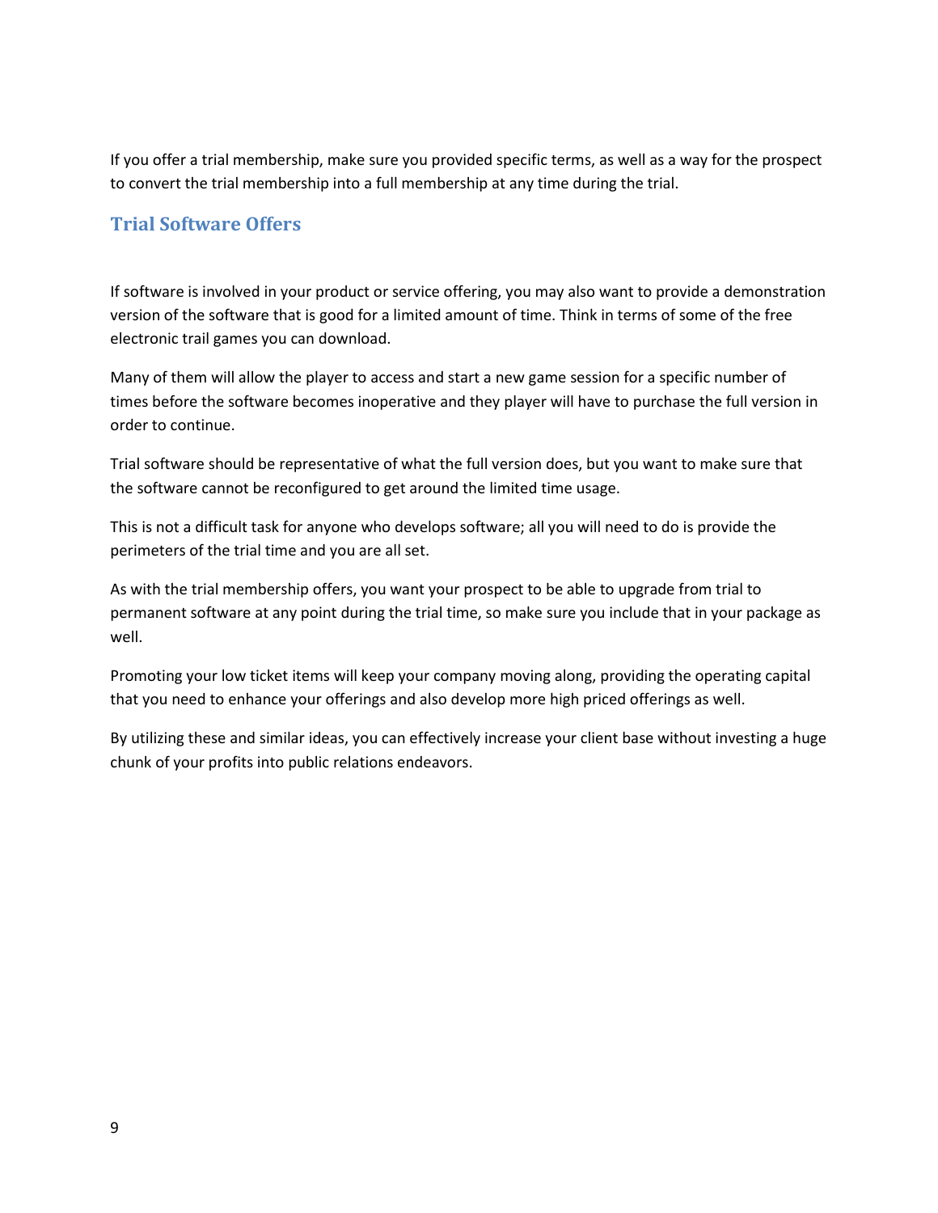If you offer a trial membership, make sure you provided specific terms, as well as a way for the prospect to convert the trial membership into a full membership at any time during the trial.

## Trial Software Offers

If software is involved in your product or service offering, you may also want to provide a demonstration version of the software that is good for a limited amount of time. Think in terms of some of the free electronic trail games you can download.

Many of them will allow the player to access and start a new game session for a specific number of times before the software becomes inoperative and they player will have to purchase the full version in order to continue.

Trial software should be representative of what the full version does, but you want to make sure that the software cannot be reconfigured to get around the limited time usage.

This is not a difficult task for anyone who develops software; all you will need to do is provide the perimeters of the trial time and you are all set.

As with the trial membership offers, you want your prospect to be able to upgrade from trial to permanent software at any point during the trial time, so make sure you include that in your package as well.

Promoting your low ticket items will keep your company moving along, providing the operating capital that you need to enhance your offerings and also develop more high priced offerings as well.

By utilizing these and similar ideas, you can effectively increase your client base without investing a huge chunk of your profits into public relations endeavors.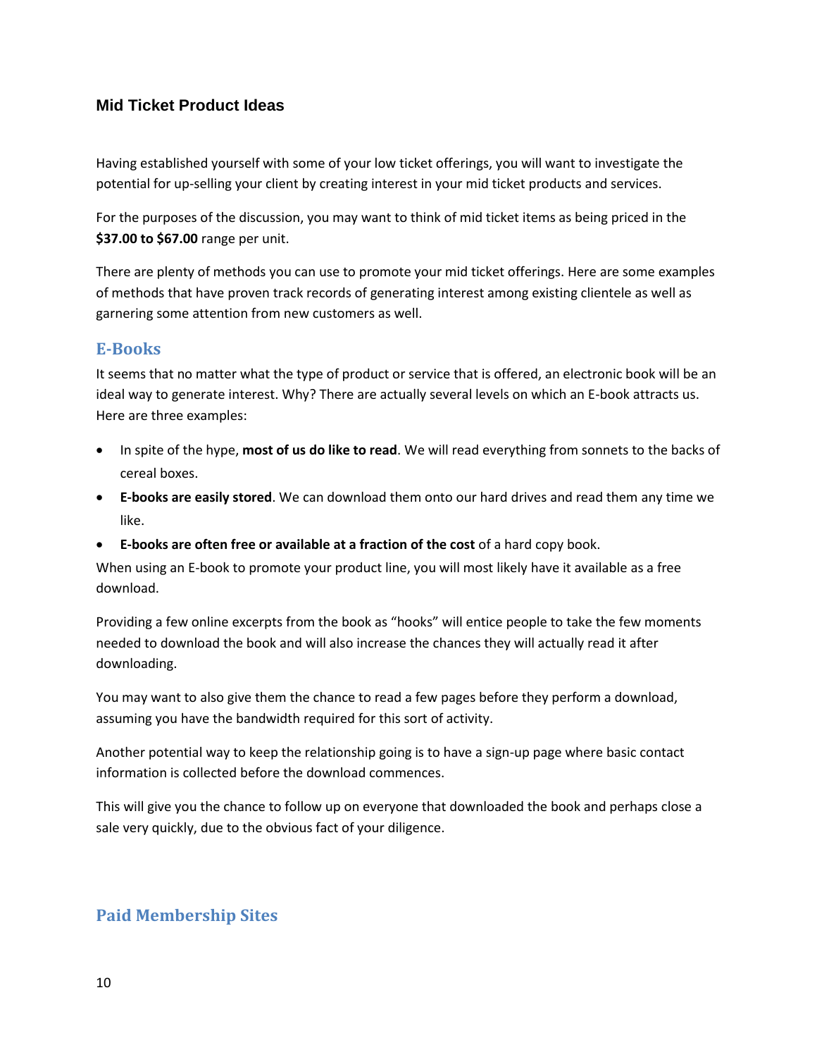## Mid Ticket Product Ideas

Having established yourself with some of your low ticket offerings, you will want to investigate the potential for up-selling your client by creating interest in your mid ticket products and services.

For the purposes of the discussion, you may want to think of mid ticket items as being priced in the **$37.00 to $67.00** range per unit.

There are plenty of methods you can use to promote your mid ticket offerings. Here are some examples of methods that have proven track records of generating interest among existing clientele as well as garnering some attention from new customers as well.

### E-Books

It seems that no matter what the type of product or service that is offered, an electronic book will be an ideal way to generate interest. Why? There are actually several levels on which an E-book attracts us. Here are three examples:

- In spite of the hype, **most of us do like to read**. We will read everything from sonnets to the backs of cereal boxes.
- **E-books are easily stored**. We can download them onto our hard drives and read them any time we like.
- **E-books are often free or available at a fraction of the cost** of a hard copy book.

When using an E-book to promote your product line, you will most likely have it available as a free download.

Providing a few online excerpts from the book as "hooks" will entice people to take the few moments needed to download the book and will also increase the chances they will actually read it after downloading.

You may want to also give them the chance to read a few pages before they perform a download, assuming you have the bandwidth required for this sort of activity.

Another potential way to keep the relationship going is to have a sign-up page where basic contact information is collected before the download commences.

This will give you the chance to follow up on everyone that downloaded the book and perhaps close a sale very quickly, due to the obvious fact of your diligence.

### Paid Membership Sites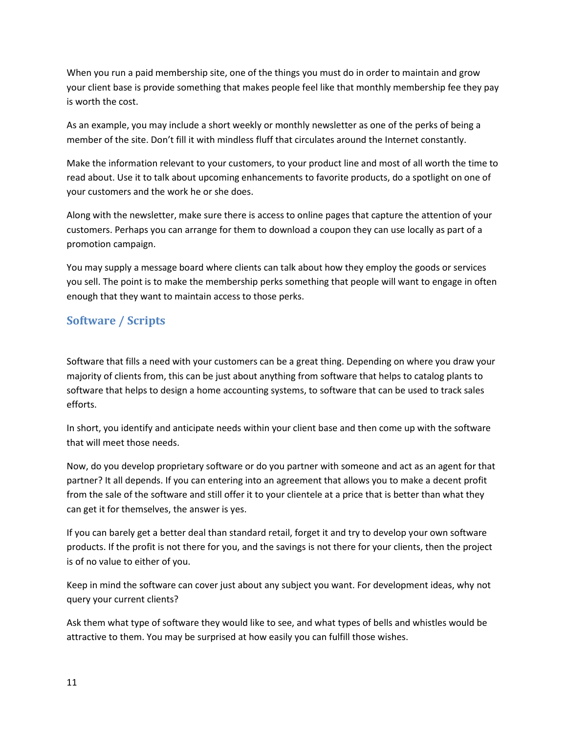When you run a paid membership site, one of the things you must do in order to maintain and grow your client base is provide something that makes people feel like that monthly membership fee they pay is worth the cost.

As an example, you may include a short weekly or monthly newsletter as one of the perks of being a member of the site. Don't fill it with mindless fluff that circulates around the Internet constantly.

Make the information relevant to your customers, to your product line and most of all worth the time to read about. Use it to talk about upcoming enhancements to favorite products, do a spotlight on one of your customers and the work he or she does.

Along with the newsletter, make sure there is access to online pages that capture the attention of your customers. Perhaps you can arrange for them to download a coupon they can use locally as part of a promotion campaign.

You may supply a message board where clients can talk about how they employ the goods or services you sell. The point is to make the membership perks something that people will want to engage in often enough that they want to maintain access to those perks.

## Software / Scripts

Software that fills a need with your customers can be a great thing. Depending on where you draw your majority of clients from, this can be just about anything from software that helps to catalog plants to software that helps to design a home accounting systems, to software that can be used to track sales efforts.

In short, you identify and anticipate needs within your client base and then come up with the software that will meet those needs.

Now, do you develop proprietary software or do you partner with someone and act as an agent for that partner? It all depends. If you can entering into an agreement that allows you to make a decent profit from the sale of the software and still offer it to your clientele at a price that is better than what they can get it for themselves, the answer is yes.

If you can barely get a better deal than standard retail, forget it and try to develop your own software products. If the profit is not there for you, and the savings is not there for your clients, then the project is of no value to either of you.

Keep in mind the software can cover just about any subject you want. For development ideas, why not query your current clients?

Ask them what type of software they would like to see, and what types of bells and whistles would be attractive to them. You may be surprised at how easily you can fulfill those wishes.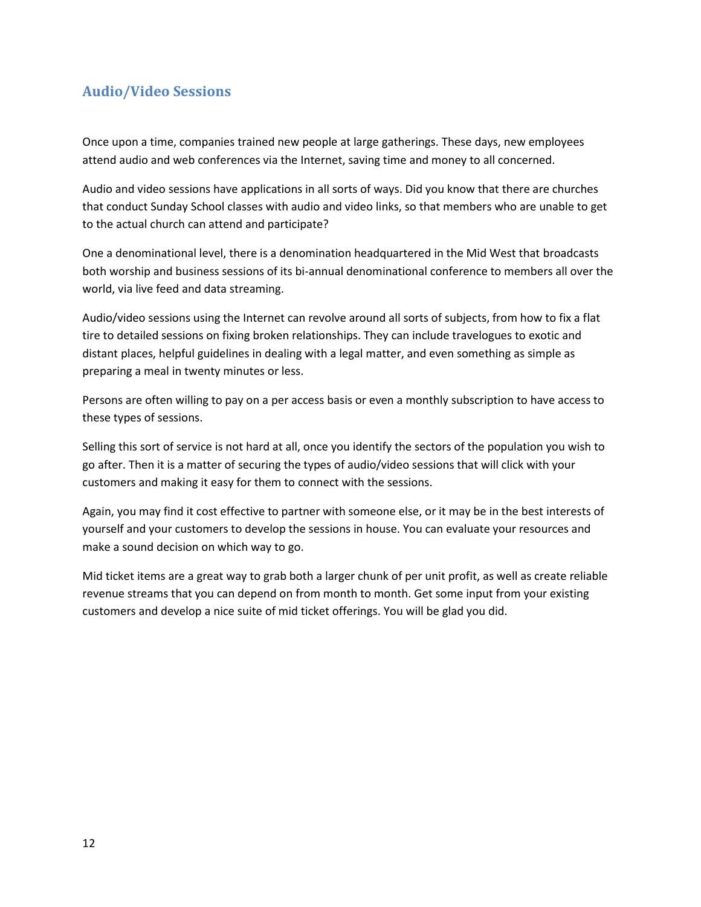## Audio/Video Sessions

Once upon a time, companies trained new people at large gatherings. These days, new employees attend audio and web conferences via the Internet, saving time and money to all concerned.

Audio and video sessions have applications in all sorts of ways. Did you know that there are churches that conduct Sunday School classes with audio and video links, so that members who are unable to get to the actual church can attend and participate?

One a denominational level, there is a denomination headquartered in the Mid West that broadcasts both worship and business sessions of its bi-annual denominational conference to members all over the world, via live feed and data streaming.

Audio/video sessions using the Internet can revolve around all sorts of subjects, from how to fix a flat tire to detailed sessions on fixing broken relationships. They can include travelogues to exotic and distant places, helpful guidelines in dealing with a legal matter, and even something as simple as preparing a meal in twenty minutes or less.

Persons are often willing to pay on a per access basis or even a monthly subscription to have access to these types of sessions.

Selling this sort of service is not hard at all, once you identify the sectors of the population you wish to go after. Then it is a matter of securing the types of audio/video sessions that will click with your customers and making it easy for them to connect with the sessions.

Again, you may find it cost effective to partner with someone else, or it may be in the best interests of yourself and your customers to develop the sessions in house. You can evaluate your resources and make a sound decision on which way to go.

Mid ticket items are a great way to grab both a larger chunk of per unit profit, as well as create reliable revenue streams that you can depend on from month to month. Get some input from your existing customers and develop a nice suite of mid ticket offerings. You will be glad you did.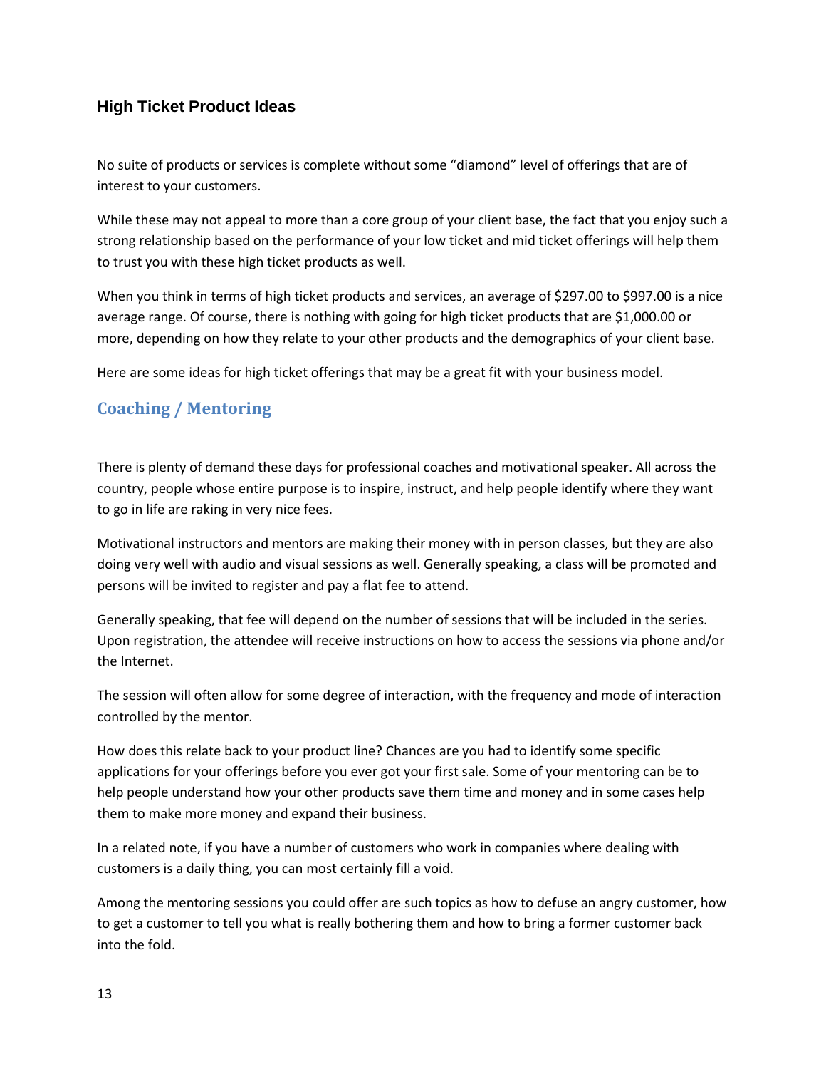## High Ticket Product Ideas

No suite of products or services is complete without some "diamond" level of offerings that are of interest to your customers.

While these may not appeal to more than a core group of your client base, the fact that you enjoy such a strong relationship based on the performance of your low ticket and mid ticket offerings will help them to trust you with these high ticket products as well.

When you think in terms of high ticket products and services, an average of $297.00 to $997.00 is a nice average range. Of course, there is nothing with going for high ticket products that are $1,000.00 or more, depending on how they relate to your other products and the demographics of your client base.

Here are some ideas for high ticket offerings that may be a great fit with your business model.

### Coaching / Mentoring

There is plenty of demand these days for professional coaches and motivational speaker. All across the country, people whose entire purpose is to inspire, instruct, and help people identify where they want to go in life are raking in very nice fees.

Motivational instructors and mentors are making their money with in person classes, but they are also doing very well with audio and visual sessions as well. Generally speaking, a class will be promoted and persons will be invited to register and pay a flat fee to attend.

Generally speaking, that fee will depend on the number of sessions that will be included in the series. Upon registration, the attendee will receive instructions on how to access the sessions via phone and/or the Internet.

The session will often allow for some degree of interaction, with the frequency and mode of interaction controlled by the mentor.

How does this relate back to your product line? Chances are you had to identify some specific applications for your offerings before you ever got your first sale. Some of your mentoring can be to help people understand how your other products save them time and money and in some cases help them to make more money and expand their business.

In a related note, if you have a number of customers who work in companies where dealing with customers is a daily thing, you can most certainly fill a void.

Among the mentoring sessions you could offer are such topics as how to defuse an angry customer, how to get a customer to tell you what is really bothering them and how to bring a former customer back into the fold.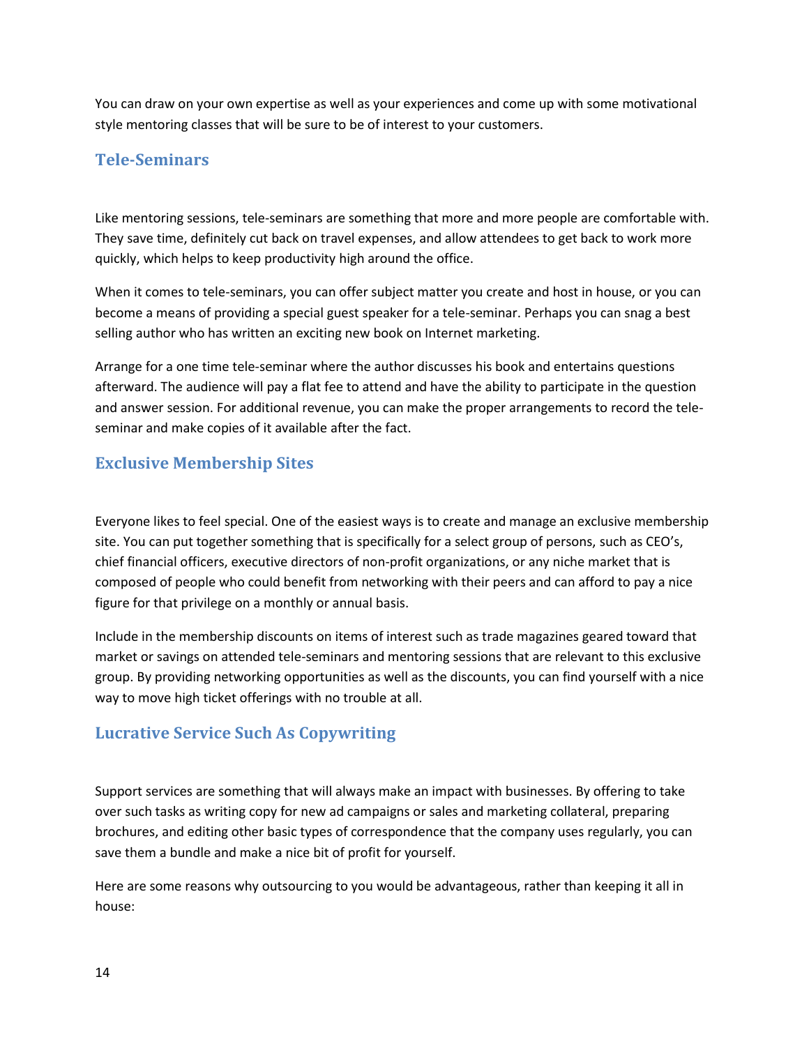You can draw on your own expertise as well as your experiences and come up with some motivational style mentoring classes that will be sure to be of interest to your customers.

## Tele-Seminars

Like mentoring sessions, tele-seminars are something that more and more people are comfortable with. They save time, definitely cut back on travel expenses, and allow attendees to get back to work more quickly, which helps to keep productivity high around the office.

When it comes to tele-seminars, you can offer subject matter you create and host in house, or you can become a means of providing a special guest speaker for a tele-seminar. Perhaps you can snag a best selling author who has written an exciting new book on Internet marketing.

Arrange for a one time tele-seminar where the author discusses his book and entertains questions afterward. The audience will pay a flat fee to attend and have the ability to participate in the question and answer session. For additional revenue, you can make the proper arrangements to record the tele-seminar and make copies of it available after the fact.

## Exclusive Membership Sites

Everyone likes to feel special. One of the easiest ways is to create and manage an exclusive membership site. You can put together something that is specifically for a select group of persons, such as CEO's, chief financial officers, executive directors of non-profit organizations, or any niche market that is composed of people who could benefit from networking with their peers and can afford to pay a nice figure for that privilege on a monthly or annual basis.

Include in the membership discounts on items of interest such as trade magazines geared toward that market or savings on attended tele-seminars and mentoring sessions that are relevant to this exclusive group. By providing networking opportunities as well as the discounts, you can find yourself with a nice way to move high ticket offerings with no trouble at all.

## Lucrative Service Such As Copywriting

Support services are something that will always make an impact with businesses. By offering to take over such tasks as writing copy for new ad campaigns or sales and marketing collateral, preparing brochures, and editing other basic types of correspondence that the company uses regularly, you can save them a bundle and make a nice bit of profit for yourself.

Here are some reasons why outsourcing to you would be advantageous, rather than keeping it all in house: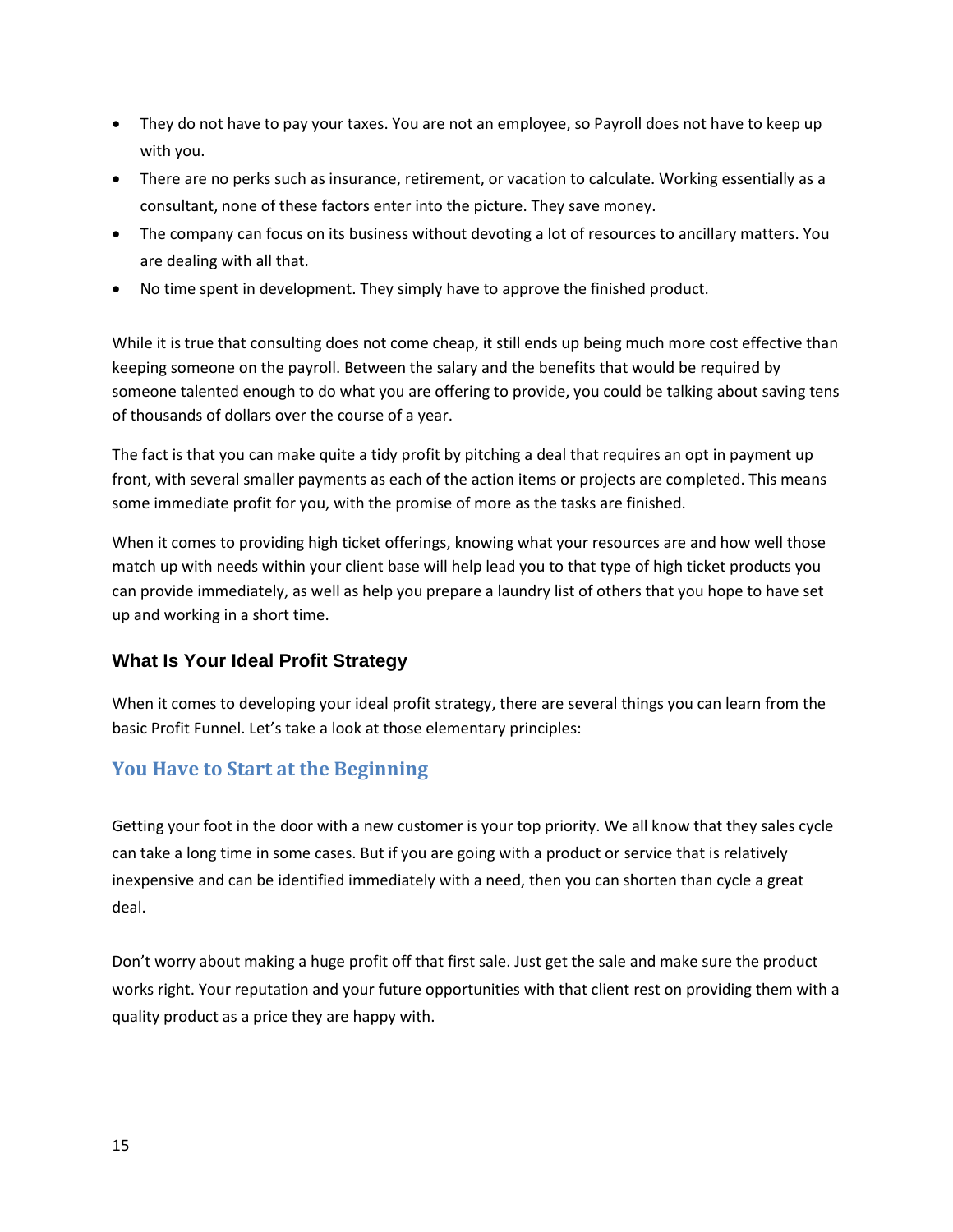- They do not have to pay your taxes. You are not an employee, so Payroll does not have to keep up with you.
- There are no perks such as insurance, retirement, or vacation to calculate. Working essentially as a consultant, none of these factors enter into the picture. They save money.
- The company can focus on its business without devoting a lot of resources to ancillary matters. You are dealing with all that.
- No time spent in development. They simply have to approve the finished product.

While it is true that consulting does not come cheap, it still ends up being much more cost effective than keeping someone on the payroll. Between the salary and the benefits that would be required by someone talented enough to do what you are offering to provide, you could be talking about saving tens of thousands of dollars over the course of a year.

The fact is that you can make quite a tidy profit by pitching a deal that requires an opt in payment up front, with several smaller payments as each of the action items or projects are completed. This means some immediate profit for you, with the promise of more as the tasks are finished.

When it comes to providing high ticket offerings, knowing what your resources are and how well those match up with needs within your client base will help lead you to that type of high ticket products you can provide immediately, as well as help you prepare a laundry list of others that you hope to have set up and working in a short time.

## What Is Your Ideal Profit Strategy

When it comes to developing your ideal profit strategy, there are several things you can learn from the basic Profit Funnel. Let's take a look at those elementary principles:

### You Have to Start at the Beginning

Getting your foot in the door with a new customer is your top priority. We all know that they sales cycle can take a long time in some cases. But if you are going with a product or service that is relatively inexpensive and can be identified immediately with a need, then you can shorten than cycle a great deal.

Don't worry about making a huge profit off that first sale. Just get the sale and make sure the product works right. Your reputation and your future opportunities with that client rest on providing them with a quality product as a price they are happy with.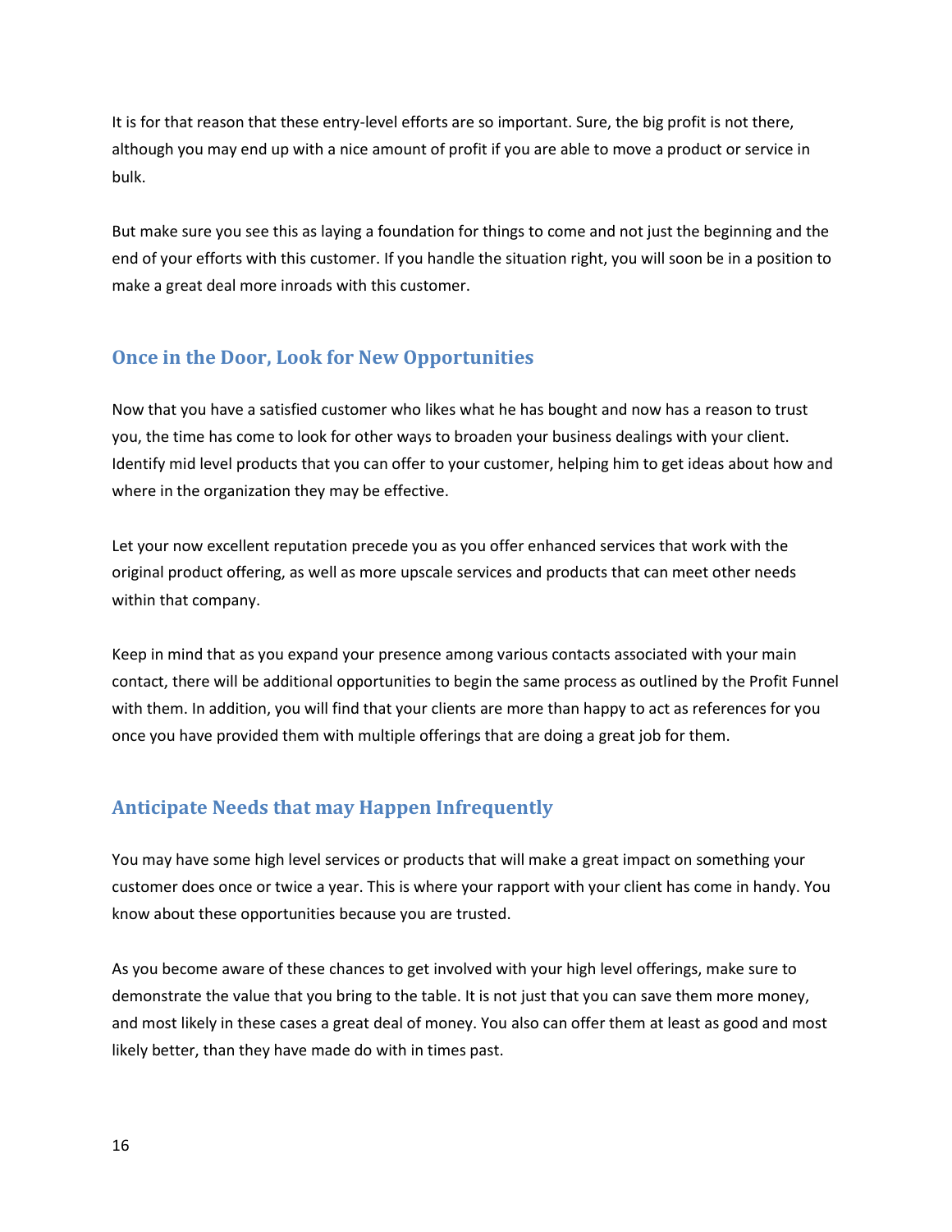It is for that reason that these entry-level efforts are so important. Sure, the big profit is not there, although you may end up with a nice amount of profit if you are able to move a product or service in bulk.

But make sure you see this as laying a foundation for things to come and not just the beginning and the end of your efforts with this customer. If you handle the situation right, you will soon be in a position to make a great deal more inroads with this customer.

## Once in the Door, Look for New Opportunities

Now that you have a satisfied customer who likes what he has bought and now has a reason to trust you, the time has come to look for other ways to broaden your business dealings with your client. Identify mid level products that you can offer to your customer, helping him to get ideas about how and where in the organization they may be effective.

Let your now excellent reputation precede you as you offer enhanced services that work with the original product offering, as well as more upscale services and products that can meet other needs within that company.

Keep in mind that as you expand your presence among various contacts associated with your main contact, there will be additional opportunities to begin the same process as outlined by the Profit Funnel with them. In addition, you will find that your clients are more than happy to act as references for you once you have provided them with multiple offerings that are doing a great job for them.

## Anticipate Needs that may Happen Infrequently

You may have some high level services or products that will make a great impact on something your customer does once or twice a year. This is where your rapport with your client has come in handy. You know about these opportunities because you are trusted.

As you become aware of these chances to get involved with your high level offerings, make sure to demonstrate the value that you bring to the table. It is not just that you can save them more money, and most likely in these cases a great deal of money. You also can offer them at least as good and most likely better, than they have made do with in times past.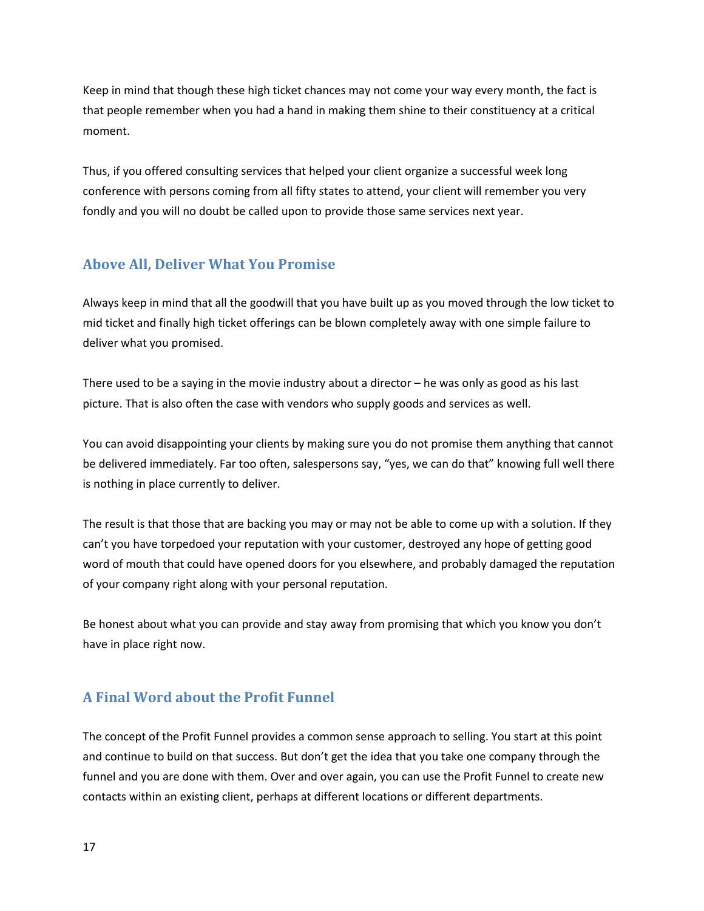Keep in mind that though these high ticket chances may not come your way every month, the fact is that people remember when you had a hand in making them shine to their constituency at a critical moment.

Thus, if you offered consulting services that helped your client organize a successful week long conference with persons coming from all fifty states to attend, your client will remember you very fondly and you will no doubt be called upon to provide those same services next year.

## Above All, Deliver What You Promise

Always keep in mind that all the goodwill that you have built up as you moved through the low ticket to mid ticket and finally high ticket offerings can be blown completely away with one simple failure to deliver what you promised.

There used to be a saying in the movie industry about a director – he was only as good as his last picture. That is also often the case with vendors who supply goods and services as well.

You can avoid disappointing your clients by making sure you do not promise them anything that cannot be delivered immediately. Far too often, salespersons say, "yes, we can do that" knowing full well there is nothing in place currently to deliver.

The result is that those that are backing you may or may not be able to come up with a solution. If they can't you have torpedoed your reputation with your customer, destroyed any hope of getting good word of mouth that could have opened doors for you elsewhere, and probably damaged the reputation of your company right along with your personal reputation.

Be honest about what you can provide and stay away from promising that which you know you don't have in place right now.

## A Final Word about the Profit Funnel

The concept of the Profit Funnel provides a common sense approach to selling. You start at this point and continue to build on that success. But don't get the idea that you take one company through the funnel and you are done with them. Over and over again, you can use the Profit Funnel to create new contacts within an existing client, perhaps at different locations or different departments.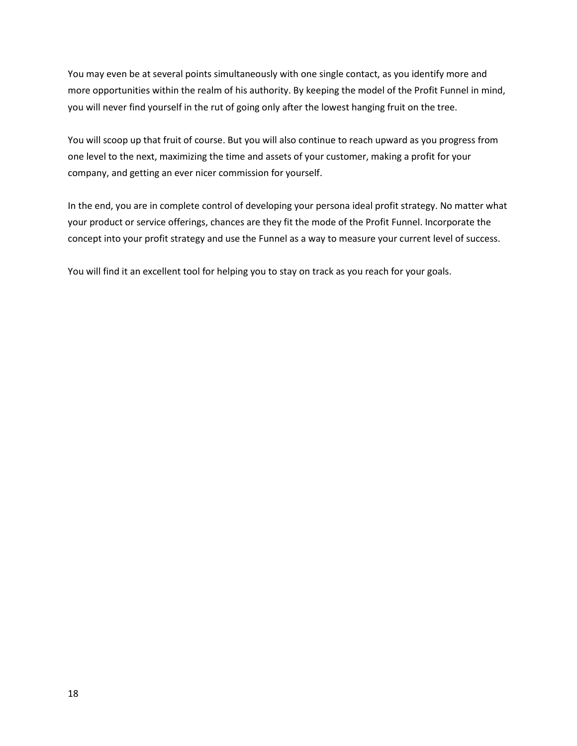You may even be at several points simultaneously with one single contact, as you identify more and more opportunities within the realm of his authority. By keeping the model of the Profit Funnel in mind, you will never find yourself in the rut of going only after the lowest hanging fruit on the tree.

You will scoop up that fruit of course. But you will also continue to reach upward as you progress from one level to the next, maximizing the time and assets of your customer, making a profit for your company, and getting an ever nicer commission for yourself.

In the end, you are in complete control of developing your persona ideal profit strategy. No matter what your product or service offerings, chances are they fit the mode of the Profit Funnel. Incorporate the concept into your profit strategy and use the Funnel as a way to measure your current level of success.

You will find it an excellent tool for helping you to stay on track as you reach for your goals.